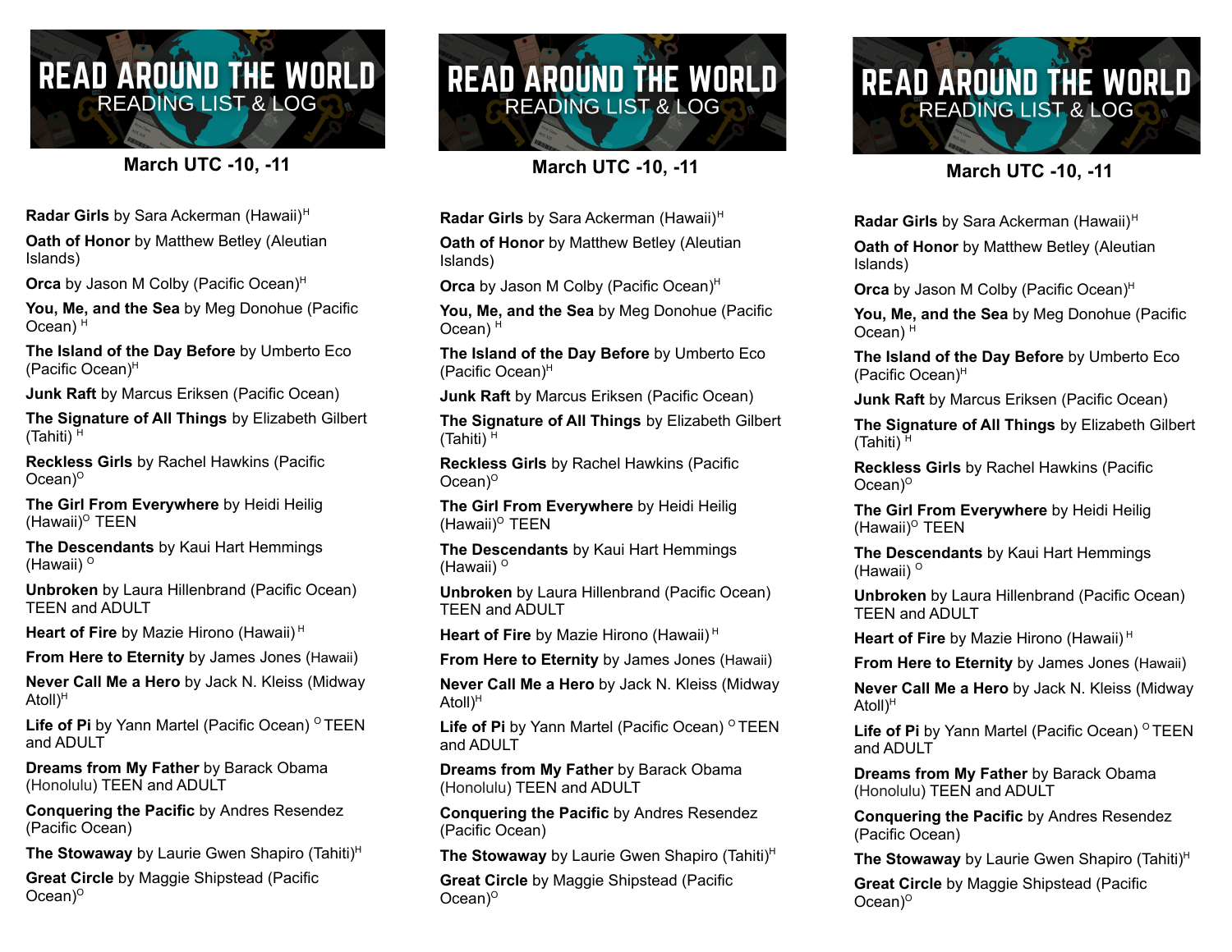# READ AROUND THE WORLD

## READING LIST & LOG

### March UTC -10, -11

**Radar Girls** by Sara Ackerman (Hawaii)[H]

**Oath of Honor** by Matthew Betley (Aleutian Islands)

**Orca** by Jason M Colby (Pacific Ocean)[H]

**You, Me, and the Sea** by Meg Donohue (Pacific Ocean) [H]

**The Island of the Day Before** by Umberto Eco (Pacific Ocean)[H]

**Junk Raft** by Marcus Eriksen (Pacific Ocean)

**The Signature of All Things** by Elizabeth Gilbert (Tahiti) [H]

**Reckless Girls** by Rachel Hawkins (Pacific Ocean)[O]

**The Girl From Everywhere** by Heidi Heilig (Hawaii)[O] TEEN

**The Descendants** by Kaui Hart Hemmings (Hawaii) [O]

**Unbroken** by Laura Hillenbrand (Pacific Ocean) TEEN and ADULT

**Heart of Fire** by Mazie Hirono (Hawaii) [H]

**From Here to Eternity** by James Jones (Hawaii)

**Never Call Me a Hero** by Jack N. Kleiss (Midway Atoll)[H]

**Life of Pi** by Yann Martel (Pacific Ocean) [O] TEEN and ADULT

**Dreams from My Father** by Barack Obama (Honolulu) TEEN and ADULT

**Conquering the Pacific** by Andres Resendez (Pacific Ocean)

**The Stowaway** by Laurie Gwen Shapiro (Tahiti)[H]

**Great Circle** by Maggie Shipstead (Pacific Ocean)[O]

# READ AROUND THE WORLD

## READING LIST & LOG

### March UTC -10, -11

**Radar Girls** by Sara Ackerman (Hawaii)[H]

**Oath of Honor** by Matthew Betley (Aleutian Islands)

**Orca** by Jason M Colby (Pacific Ocean)[H]

**You, Me, and the Sea** by Meg Donohue (Pacific Ocean) [H]

**The Island of the Day Before** by Umberto Eco (Pacific Ocean)[H]

**Junk Raft** by Marcus Eriksen (Pacific Ocean)

**The Signature of All Things** by Elizabeth Gilbert (Tahiti) [H]

**Reckless Girls** by Rachel Hawkins (Pacific Ocean)[O]

**The Girl From Everywhere** by Heidi Heilig (Hawaii)[O] TEEN

**The Descendants** by Kaui Hart Hemmings (Hawaii) [O]

**Unbroken** by Laura Hillenbrand (Pacific Ocean) TEEN and ADULT

**Heart of Fire** by Mazie Hirono (Hawaii) [H]

**From Here to Eternity** by James Jones (Hawaii)

**Never Call Me a Hero** by Jack N. Kleiss (Midway Atoll)[H]

**Life of Pi** by Yann Martel (Pacific Ocean) [O] TEEN and ADULT

**Dreams from My Father** by Barack Obama (Honolulu) TEEN and ADULT

**Conquering the Pacific** by Andres Resendez (Pacific Ocean)

**The Stowaway** by Laurie Gwen Shapiro (Tahiti)[H]

**Great Circle** by Maggie Shipstead (Pacific Ocean)[O]

# READ AROUND THE WORLD

## READING LIST & LOG

### March UTC -10, -11

**Radar Girls** by Sara Ackerman (Hawaii)[H]

**Oath of Honor** by Matthew Betley (Aleutian Islands)

**Orca** by Jason M Colby (Pacific Ocean)[H]

**You, Me, and the Sea** by Meg Donohue (Pacific Ocean) [H]

**The Island of the Day Before** by Umberto Eco (Pacific Ocean)[H]

**Junk Raft** by Marcus Eriksen (Pacific Ocean)

**The Signature of All Things** by Elizabeth Gilbert (Tahiti) [H]

**Reckless Girls** by Rachel Hawkins (Pacific Ocean)[O]

**The Girl From Everywhere** by Heidi Heilig (Hawaii)[O] TEEN

**The Descendants** by Kaui Hart Hemmings (Hawaii) [O]

**Unbroken** by Laura Hillenbrand (Pacific Ocean) TEEN and ADULT

**Heart of Fire** by Mazie Hirono (Hawaii) [H]

**From Here to Eternity** by James Jones (Hawaii)

**Never Call Me a Hero** by Jack N. Kleiss (Midway Atoll)[H]

**Life of Pi** by Yann Martel (Pacific Ocean) [O] TEEN and ADULT

**Dreams from My Father** by Barack Obama (Honolulu) TEEN and ADULT

**Conquering the Pacific** by Andres Resendez (Pacific Ocean)

**The Stowaway** by Laurie Gwen Shapiro (Tahiti)[H]

**Great Circle** by Maggie Shipstead (Pacific Ocean)[O]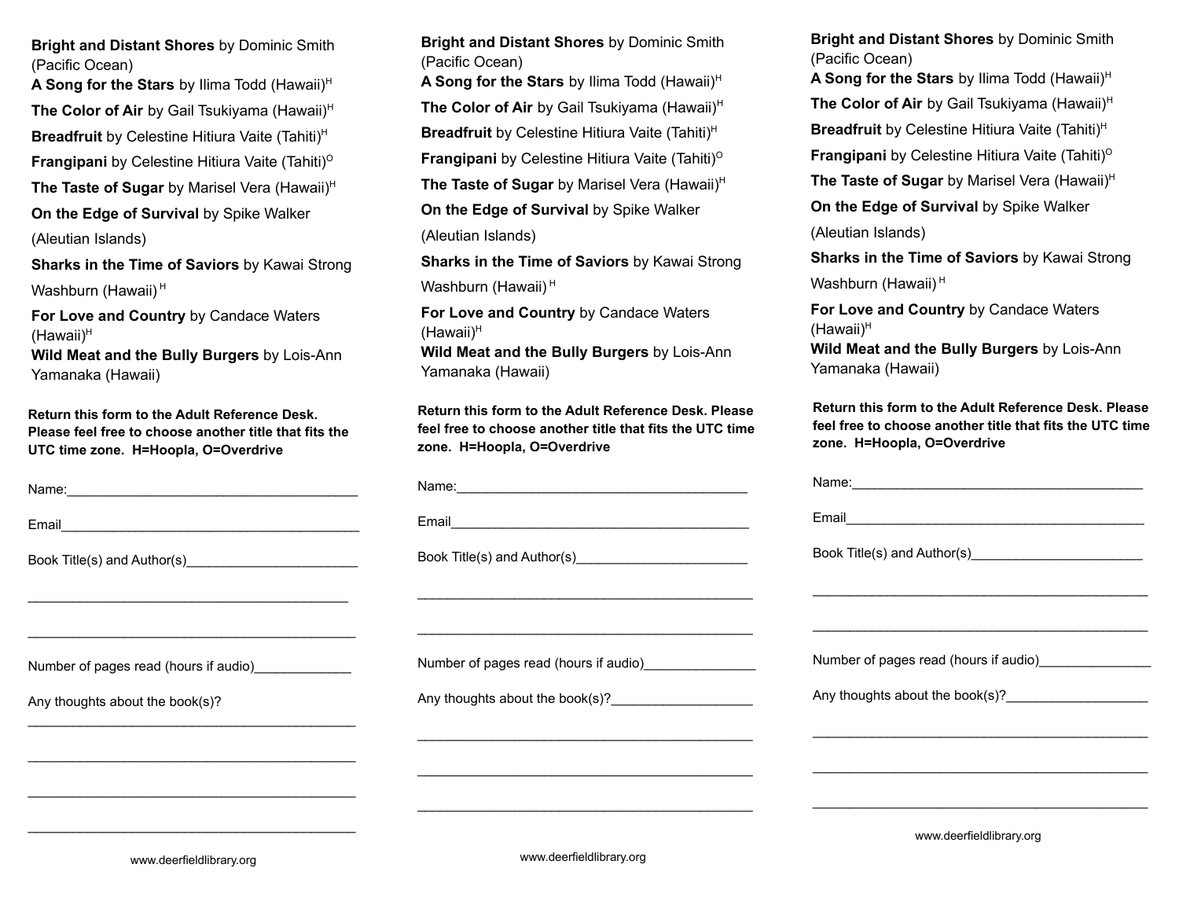**Bright and Distant Shores** by Dominic Smith (Pacific Ocean)
**A Song for the Stars** by Ilima Todd (Hawaii)[H]
**The Color of Air** by Gail Tsukiyama (Hawaii)[H]
**Breadfruit** by Celestine Hitiura Vaite (Tahiti)[H]
**Frangipani** by Celestine Hitiura Vaite (Tahiti)[O]
**The Taste of Sugar** by Marisel Vera (Hawaii)[H]
**On the Edge of Survival** by Spike Walker (Aleutian Islands)
**Sharks in the Time of Saviors** by Kawai Strong Washburn (Hawaii)[H]
**For Love and Country** by Candace Waters (Hawaii)[H]
**Wild Meat and the Bully Burgers** by Lois-Ann Yamanaka (Hawaii)

**Return this form to the Adult Reference Desk. Please feel free to choose another title that fits the UTC time zone. H=Hoopla, O=Overdrive**

Name:________________________________________

Email__________________________________________

Book Title(s) and Author(s)________________________

_____________________________________________

_____________________________________________

Number of pages read (hours if audio)_____________

Any thoughts about the book(s)?

_____________________________________________

_____________________________________________

_____________________________________________

_____________________________________________

www.deerfieldlibrary.org

**Bright and Distant Shores** by Dominic Smith (Pacific Ocean)
**A Song for the Stars** by Ilima Todd (Hawaii)[H]
**The Color of Air** by Gail Tsukiyama (Hawaii)[H]
**Breadfruit** by Celestine Hitiura Vaite (Tahiti)[H]
**Frangipani** by Celestine Hitiura Vaite (Tahiti)[O]
**The Taste of Sugar** by Marisel Vera (Hawaii)[H]
**On the Edge of Survival** by Spike Walker (Aleutian Islands)
**Sharks in the Time of Saviors** by Kawai Strong Washburn (Hawaii)[H]
**For Love and Country** by Candace Waters (Hawaii)[H]
**Wild Meat and the Bully Burgers** by Lois-Ann Yamanaka (Hawaii)

**Return this form to the Adult Reference Desk. Please feel free to choose another title that fits the UTC time zone. H=Hoopla, O=Overdrive**

Name:________________________________________

Email__________________________________________

Book Title(s) and Author(s)________________________

_____________________________________________

_____________________________________________

Number of pages read (hours if audio)_______________

Any thoughts about the book(s)?___________________

_____________________________________________

_____________________________________________

_____________________________________________

www.deerfieldlibrary.org

**Bright and Distant Shores** by Dominic Smith (Pacific Ocean)
**A Song for the Stars** by Ilima Todd (Hawaii)[H]
**The Color of Air** by Gail Tsukiyama (Hawaii)[H]
**Breadfruit** by Celestine Hitiura Vaite (Tahiti)[H]
**Frangipani** by Celestine Hitiura Vaite (Tahiti)[O]
**The Taste of Sugar** by Marisel Vera (Hawaii)[H]
**On the Edge of Survival** by Spike Walker (Aleutian Islands)
**Sharks in the Time of Saviors** by Kawai Strong Washburn (Hawaii)[H]
**For Love and Country** by Candace Waters (Hawaii)[H]
**Wild Meat and the Bully Burgers** by Lois-Ann Yamanaka (Hawaii)

**Return this form to the Adult Reference Desk. Please feel free to choose another title that fits the UTC time zone. H=Hoopla, O=Overdrive**

Name:________________________________________

Email__________________________________________

Book Title(s) and Author(s)________________________

_____________________________________________

_____________________________________________

Number of pages read (hours if audio)_______________

Any thoughts about the book(s)?___________________

_____________________________________________

_____________________________________________

_____________________________________________

www.deerfieldlibrary.org